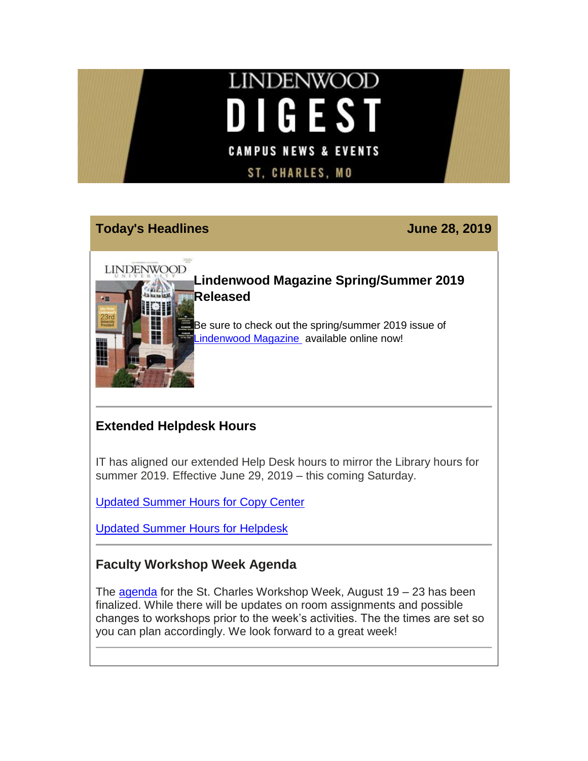# LINDENWOOD DIGEST

CAMPUS NEWS & EVENTS

ST, CHARLES, MO

## Today's Headlines — June 28, 2019

### Lindenwood Magazine Spring/Summer 2019 Released

Be sure to check out the spring/summer 2019 issue of Lindenwood Magazine available online now!

---

### Extended Helpdesk Hours

IT has aligned our extended Help Desk hours to mirror the Library hours for summer 2019. Effective June 29, 2019 – this coming Saturday.

Updated Summer Hours for Copy Center

Updated Summer Hours for Helpdesk

---

### Faculty Workshop Week Agenda

The agenda for the St. Charles Workshop Week, August 19 – 23 has been finalized. While there will be updates on room assignments and possible changes to workshops prior to the week's activities. The the times are set so you can plan accordingly. We look forward to a great week!

---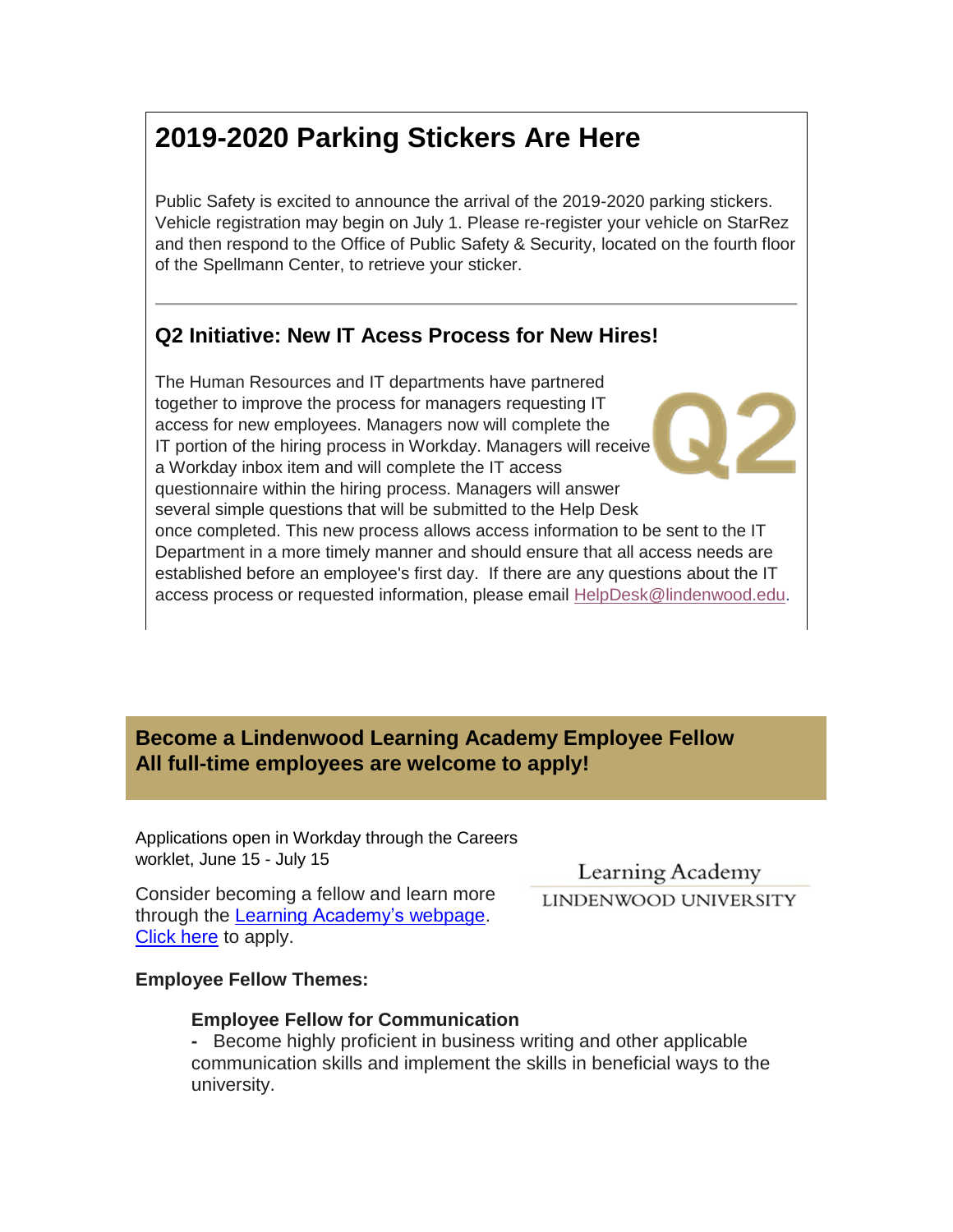## 2019-2020 Parking Stickers Are Here

Public Safety is excited to announce the arrival of the 2019-2020 parking stickers. Vehicle registration may begin on July 1. Please re-register your vehicle on StarRez and then respond to the Office of Public Safety & Security, located on the fourth floor of the Spellmann Center, to retrieve your sticker.

---

### Q2 Initiative: New IT Acess Process for New Hires!

The Human Resources and IT departments have partnered together to improve the process for managers requesting IT access for new employees. Managers now will complete the IT portion of the hiring process in Workday. Managers will receive a Workday inbox item and will complete the IT access questionnaire within the hiring process. Managers will answer several simple questions that will be submitted to the Help Desk once completed. This new process allows access information to be sent to the IT Department in a more timely manner and should ensure that all access needs are established before an employee's first day. If there are any questions about the IT access process or requested information, please email HelpDesk@lindenwood.edu.

### Become a Lindenwood Learning Academy Employee Fellow
### All full-time employees are welcome to apply!

Applications open in Workday through the Careers worklet, June 15 - July 15

Consider becoming a fellow and learn more through the Learning Academy's webpage. Click here to apply.

**Employee Fellow Themes:**

**Employee Fellow for Communication**
- Become highly proficient in business writing and other applicable communication skills and implement the skills in beneficial ways to the university.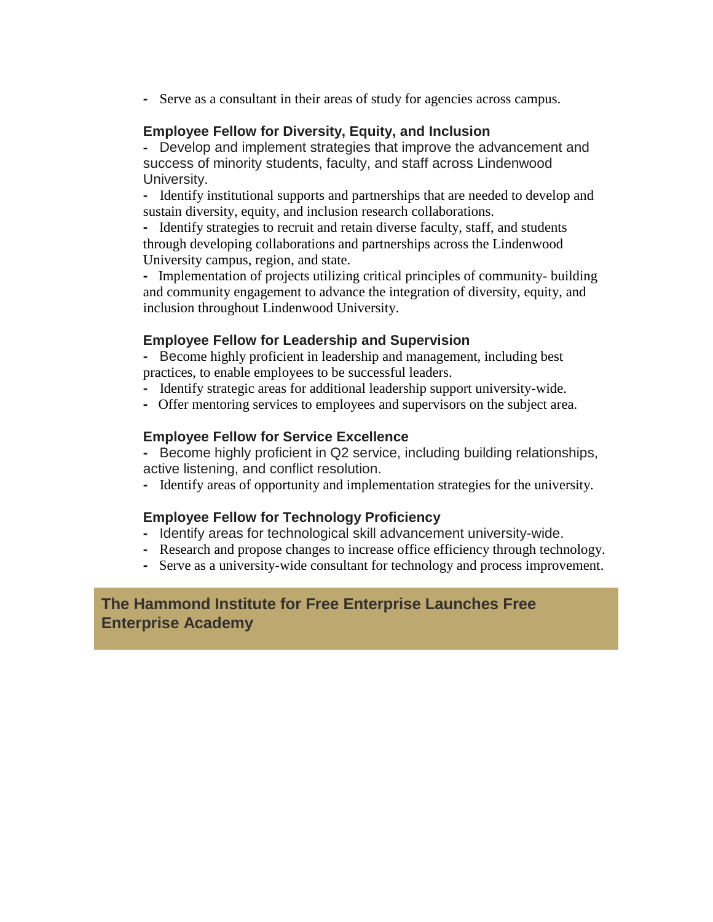- Serve as a consultant in their areas of study for agencies across campus.

### Employee Fellow for Diversity, Equity, and Inclusion

- Develop and implement strategies that improve the advancement and success of minority students, faculty, and staff across Lindenwood University.
- Identify institutional supports and partnerships that are needed to develop and sustain diversity, equity, and inclusion research collaborations.
- Identify strategies to recruit and retain diverse faculty, staff, and students through developing collaborations and partnerships across the Lindenwood University campus, region, and state.
- Implementation of projects utilizing critical principles of community- building and community engagement to advance the integration of diversity, equity, and inclusion throughout Lindenwood University.

### Employee Fellow for Leadership and Supervision

- Become highly proficient in leadership and management, including best practices, to enable employees to be successful leaders.
- Identify strategic areas for additional leadership support university-wide.
- Offer mentoring services to employees and supervisors on the subject area.

### Employee Fellow for Service Excellence

- Become highly proficient in Q2 service, including building relationships, active listening, and conflict resolution.
- Identify areas of opportunity and implementation strategies for the university.

### Employee Fellow for Technology Proficiency

- Identify areas for technological skill advancement university-wide.
- Research and propose changes to increase office efficiency through technology.
- Serve as a university-wide consultant for technology and process improvement.

## The Hammond Institute for Free Enterprise Launches Free Enterprise Academy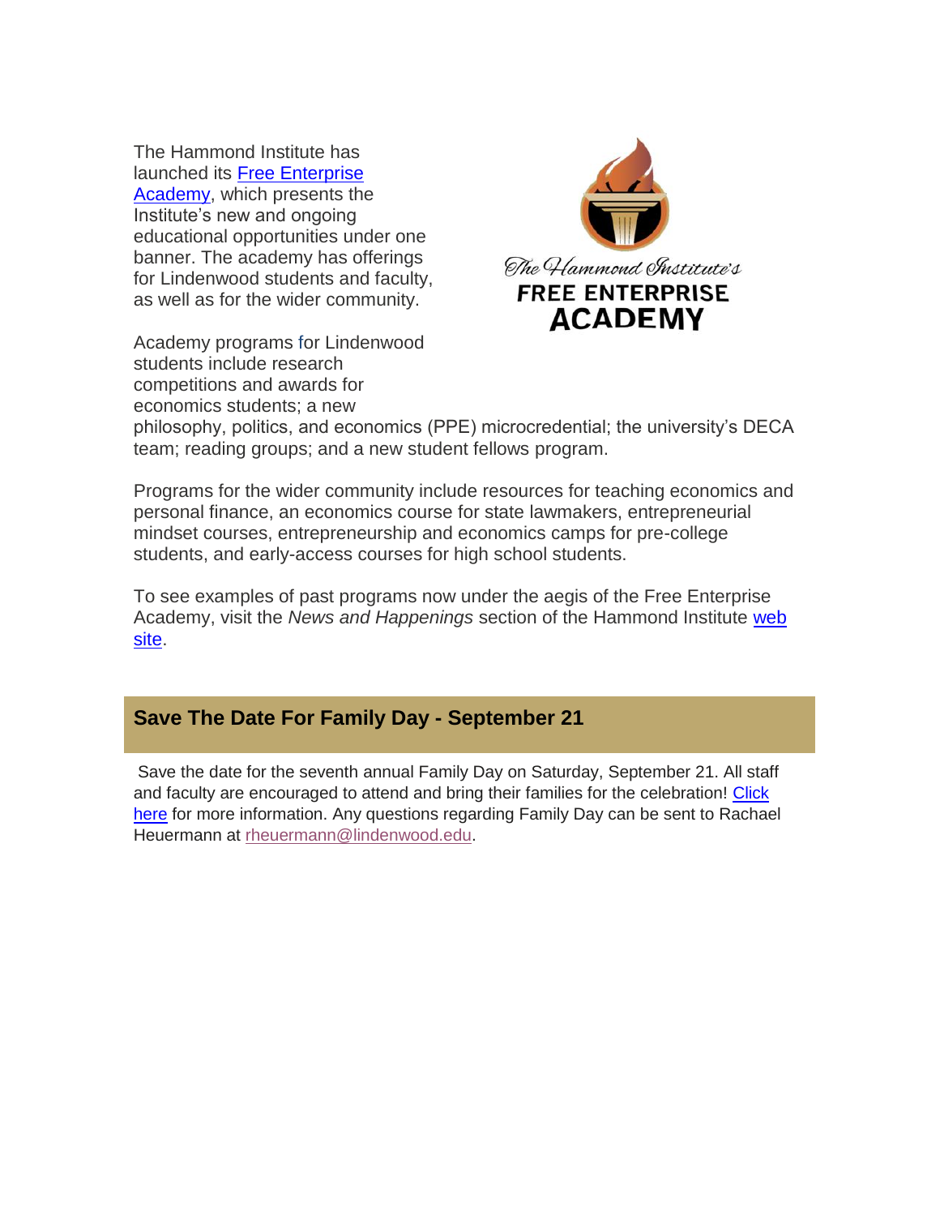The Hammond Institute has launched its Free Enterprise Academy, which presents the Institute's new and ongoing educational opportunities under one banner. The academy has offerings for Lindenwood students and faculty, as well as for the wider community.

Academy programs for Lindenwood students include research competitions and awards for economics students; a new philosophy, politics, and economics (PPE) microcredential; the university's DECA team; reading groups; and a new student fellows program.

Programs for the wider community include resources for teaching economics and personal finance, an economics course for state lawmakers, entrepreneurial mindset courses, entrepreneurship and economics camps for pre-college students, and early-access courses for high school students.

To see examples of past programs now under the aegis of the Free Enterprise Academy, visit the *News and Happenings* section of the Hammond Institute web site.

## Save The Date For Family Day - September 21

Save the date for the seventh annual Family Day on Saturday, September 21. All staff and faculty are encouraged to attend and bring their families for the celebration! Click here for more information. Any questions regarding Family Day can be sent to Rachael Heuermann at rheuermann@lindenwood.edu.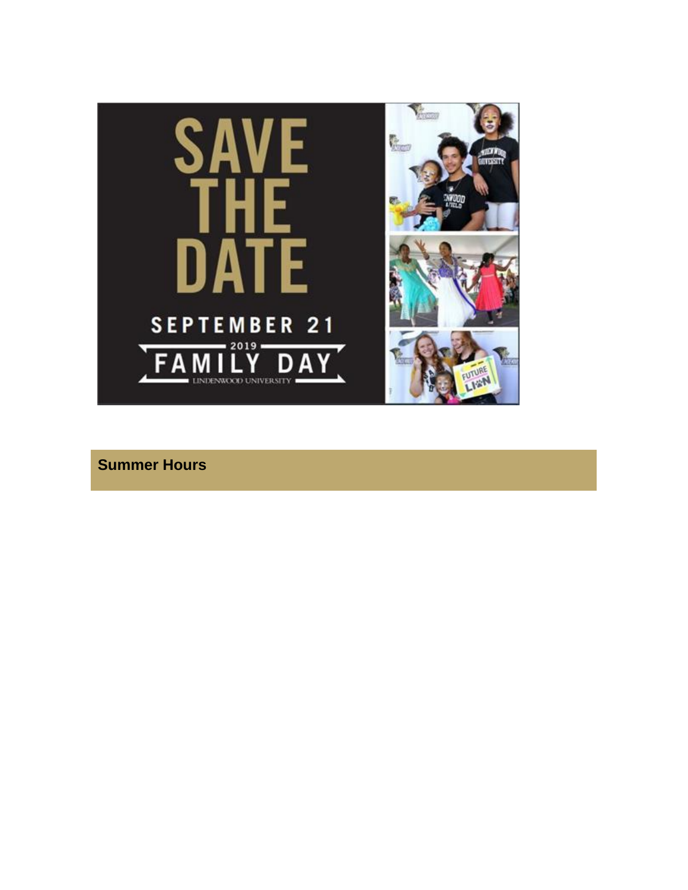SAVE THE DATE

SEPTEMBER 21

2019

FAMILY DAY

LINDENWOOD UNIVERSITY

## Summer Hours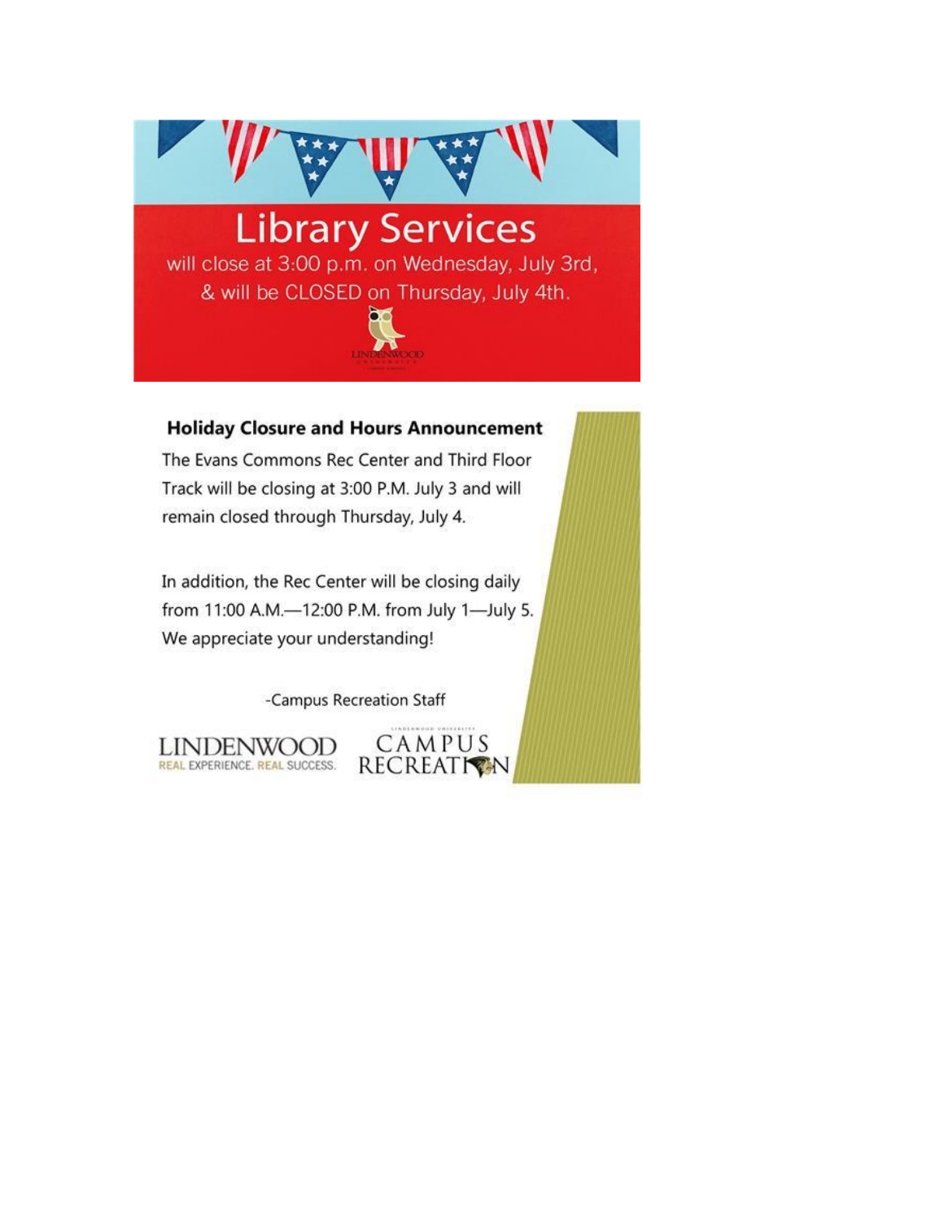# Library Services

will close at 3:00 p.m. on Wednesday, July 3rd, & will be CLOSED on Thursday, July 4th.

LINDENWOOD UNIVERSITY

## Holiday Closure and Hours Announcement

The Evans Commons Rec Center and Third Floor Track will be closing at 3:00 P.M. July 3 and will remain closed through Thursday, July 4.

In addition, the Rec Center will be closing daily from 11:00 A.M.—12:00 P.M. from July 1—July 5. We appreciate your understanding!

-Campus Recreation Staff

LINDENWOOD
REAL EXPERIENCE. REAL SUCCESS.

CAMPUS RECREATION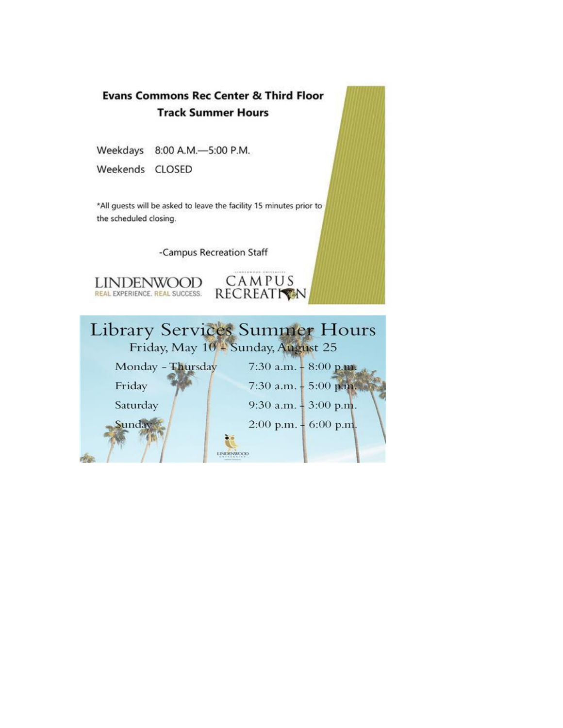## Evans Commons Rec Center & Third Floor Track Summer Hours

| | |
|---|---|
| Weekdays | 8:00 A.M.—5:00 P.M. |
| Weekends | CLOSED |

*All guests will be asked to leave the facility 15 minutes prior to the scheduled closing.

-Campus Recreation Staff

LINDENWOOD
REAL EXPERIENCE. REAL SUCCESS.

CAMPUS RECREATION

## Library Services Summer Hours

Friday, May 10 – Sunday, August 25

| | |
|---|---|
| Monday – Thursday | 7:30 a.m. – 8:00 p.m. |
| Friday | 7:30 a.m. – 5:00 p.m. |
| Saturday | 9:30 a.m. – 3:00 p.m. |
| Sunday | 2:00 p.m. – 6:00 p.m. |

LINDENWOOD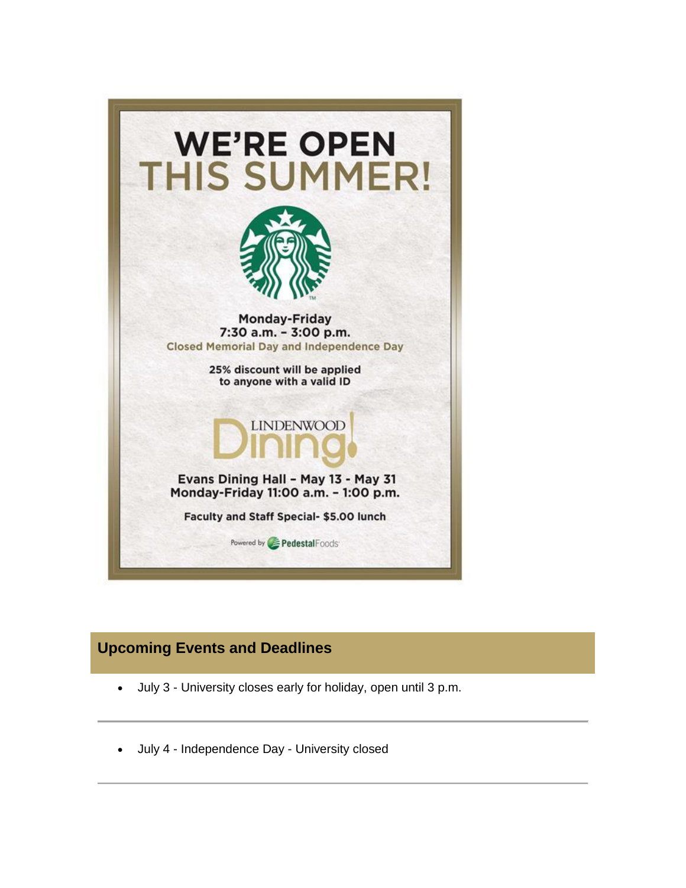# WE'RE OPEN THIS SUMMER!

Monday-Friday
7:30 a.m. – 3:00 p.m.
Closed Memorial Day and Independence Day

25% discount will be applied to anyone with a valid ID

LINDENWOOD Dining

Evans Dining Hall – May 13 - May 31
Monday-Friday 11:00 a.m. – 1:00 p.m.

Faculty and Staff Special- $5.00 lunch

Powered by PedestalFoods

## Upcoming Events and Deadlines

- July 3 - University closes early for holiday, open until 3 p.m.

---

- July 4 - Independence Day - University closed

---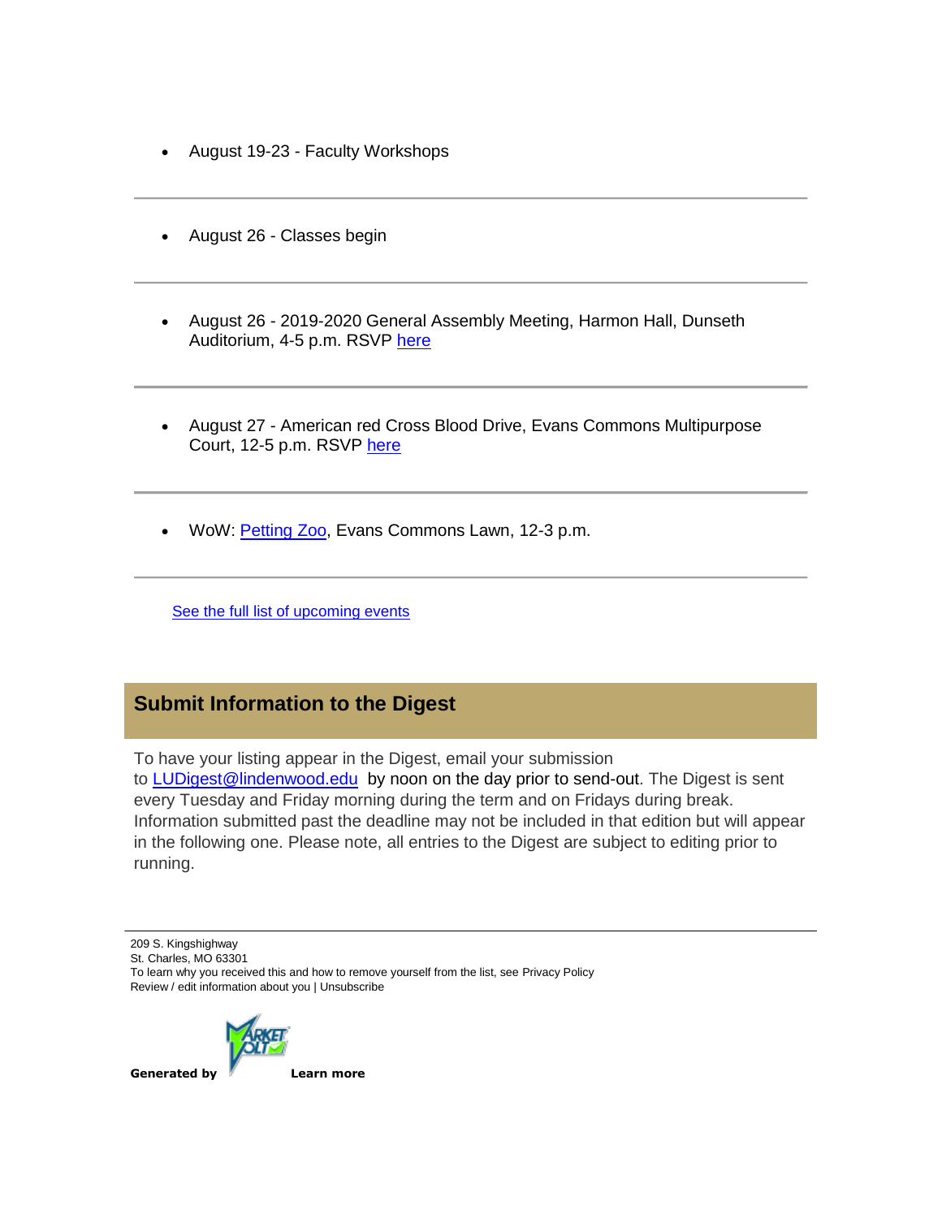- August 19-23 - Faculty Workshops

---

- August 26 - Classes begin

---

- August 26 - 2019-2020 General Assembly Meeting, Harmon Hall, Dunseth Auditorium, 4-5 p.m. RSVP here

---

- August 27 - American red Cross Blood Drive, Evans Commons Multipurpose Court, 12-5 p.m. RSVP here

---

- WoW: Petting Zoo, Evans Commons Lawn, 12-3 p.m.

---

See the full list of upcoming events

## Submit Information to the Digest

To have your listing appear in the Digest, email your submission to LUDigest@lindenwood.edu by noon on the day prior to send-out. The Digest is sent every Tuesday and Friday morning during the term and on Fridays during break. Information submitted past the deadline may not be included in that edition but will appear in the following one. Please note, all entries to the Digest are subject to editing prior to running.

---

209 S. Kingshighway
St. Charles, MO 63301
To learn why you received this and how to remove yourself from the list, see Privacy Policy
Review / edit information about you | Unsubscribe

**Generated by** MarketVolt **Learn more**